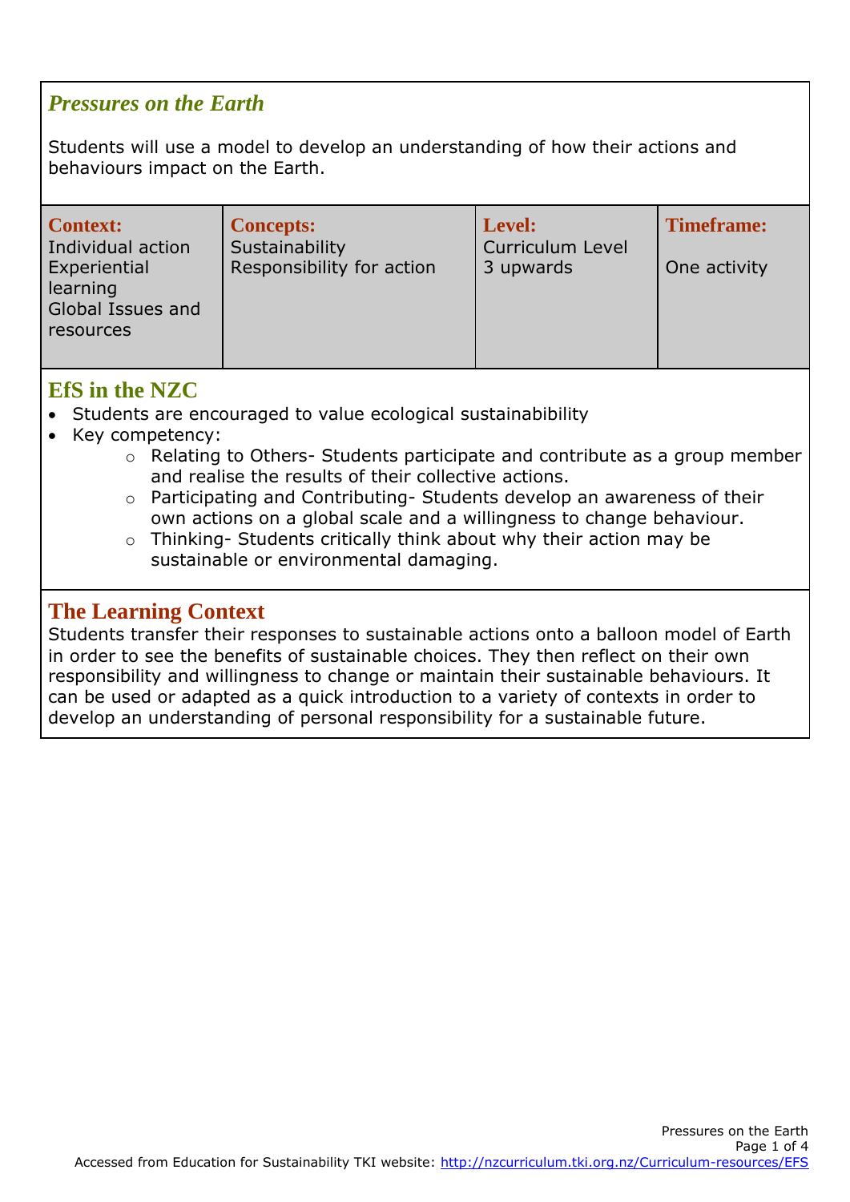## *Pressures on the Earth*

Students will use a model to develop an understanding of how their actions and behaviours impact on the Earth.

| **Context:** | **Concepts:** | **Level:** | **Timeframe:** |
|---|---|---|---|
| Individual action<br>Experiential learning<br>Global Issues and resources | Sustainability<br>Responsibility for action | Curriculum Level 3 upwards | One activity |

## EfS in the NZC

- Students are encouraged to value ecological sustainability
- Key competency:
  - Relating to Others- Students participate and contribute as a group member and realise the results of their collective actions.
  - Participating and Contributing- Students develop an awareness of their own actions on a global scale and a willingness to change behaviour.
  - Thinking- Students critically think about why their action may be sustainable or environmental damaging.

## The Learning Context

Students transfer their responses to sustainable actions onto a balloon model of Earth in order to see the benefits of sustainable choices. They then reflect on their own responsibility and willingness to change or maintain their sustainable behaviours. It can be used or adapted as a quick introduction to a variety of contexts in order to develop an understanding of personal responsibility for a sustainable future.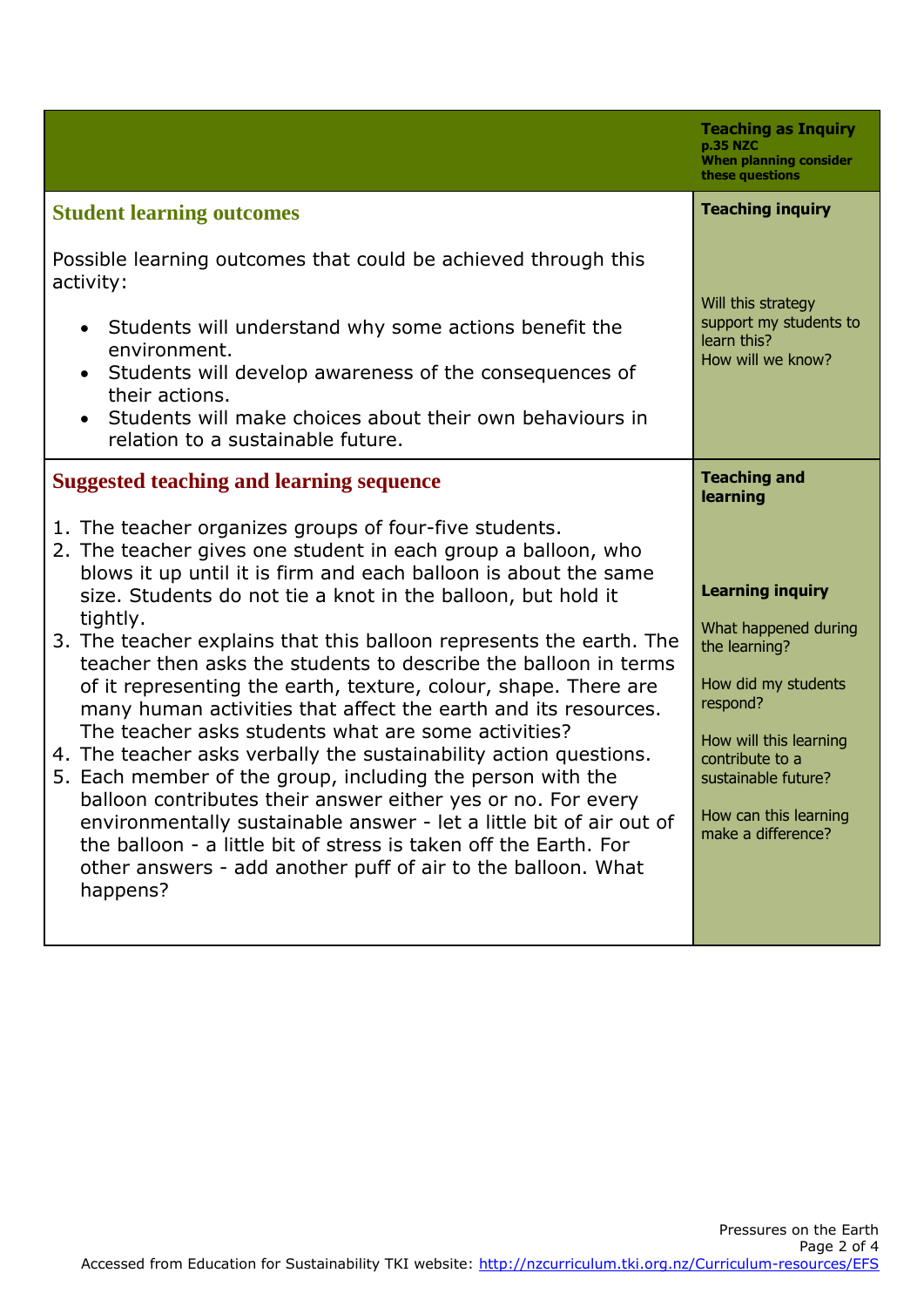| | **Teaching as Inquiry** p.35 NZC When planning consider these questions |
|---|---|
| **Student learning outcomes**<br><br>Possible learning outcomes that could be achieved through this activity:<br><br>• Students will understand why some actions benefit the environment.<br>• Students will develop awareness of the consequences of their actions.<br>• Students will make choices about their own behaviours in relation to a sustainable future. | **Teaching inquiry**<br><br>Will this strategy support my students to learn this?<br>How will we know? |
| **Suggested teaching and learning sequence**<br><br>1. The teacher organizes groups of four-five students.<br>2. The teacher gives one student in each group a balloon, who blows it up until it is firm and each balloon is about the same size. Students do not tie a knot in the balloon, but hold it tightly.<br>3. The teacher explains that this balloon represents the earth. The teacher then asks the students to describe the balloon in terms of it representing the earth, texture, colour, shape. There are many human activities that affect the earth and its resources. The teacher asks students what are some activities?<br>4. The teacher asks verbally the sustainability action questions.<br>5. Each member of the group, including the person with the balloon contributes their answer either yes or no. For every environmentally sustainable answer - let a little bit of air out of the balloon - a little bit of stress is taken off the Earth. For other answers - add another puff of air to the balloon. What happens? | **Teaching and learning**<br><br>**Learning inquiry**<br><br>What happened during the learning?<br><br>How did my students respond?<br><br>How will this learning contribute to a sustainable future?<br><br>How can this learning make a difference? |

Accessed from Education for Sustainability TKI website: http://nzcurriculum.tki.org.nz/Curriculum-resources/EFS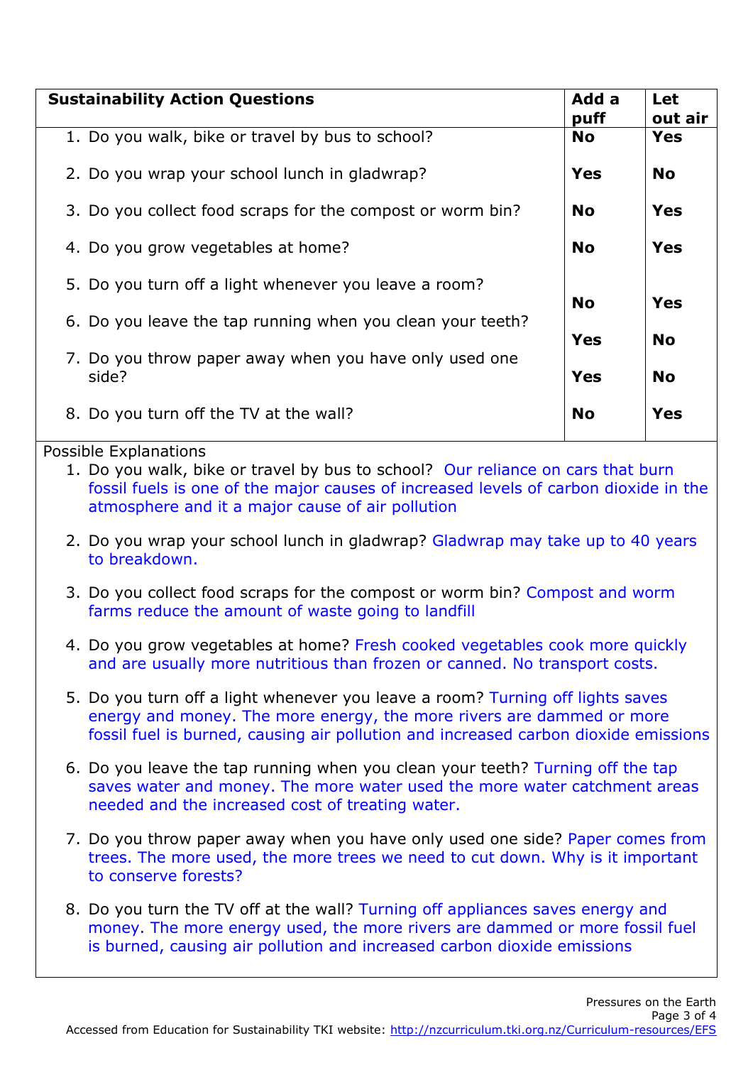| Sustainability Action Questions | Add a puff | Let out air |
|---|---|---|
| 1. Do you walk, bike or travel by bus to school? | **No** | **Yes** |
| 2. Do you wrap your school lunch in gladwrap? | **Yes** | **No** |
| 3. Do you collect food scraps for the compost or worm bin? | **No** | **Yes** |
| 4. Do you grow vegetables at home? | **No** | **Yes** |
| 5. Do you turn off a light whenever you leave a room? | **No** | **Yes** |
| 6. Do you leave the tap running when you clean your teeth? | **Yes** | **No** |
| 7. Do you throw paper away when you have only used one side? | **Yes** | **No** |
| 8. Do you turn off the TV at the wall? | **No** | **Yes** |

Possible Explanations

1. Do you walk, bike or travel by bus to school? Our reliance on cars that burn fossil fuels is one of the major causes of increased levels of carbon dioxide in the atmosphere and it a major cause of air pollution
2. Do you wrap your school lunch in gladwrap? Gladwrap may take up to 40 years to breakdown.
3. Do you collect food scraps for the compost or worm bin? Compost and worm farms reduce the amount of waste going to landfill
4. Do you grow vegetables at home? Fresh cooked vegetables cook more quickly and are usually more nutritious than frozen or canned. No transport costs.
5. Do you turn off a light whenever you leave a room? Turning off lights saves energy and money. The more energy, the more rivers are dammed or more fossil fuel is burned, causing air pollution and increased carbon dioxide emissions
6. Do you leave the tap running when you clean your teeth? Turning off the tap saves water and money. The more water used the more water catchment areas needed and the increased cost of treating water.
7. Do you throw paper away when you have only used one side? Paper comes from trees. The more used, the more trees we need to cut down. Why is it important to conserve forests?
8. Do you turn the TV off at the wall? Turning off appliances saves energy and money. The more energy used, the more rivers are dammed or more fossil fuel is burned, causing air pollution and increased carbon dioxide emissions

Accessed from Education for Sustainability TKI website: http://nzcurriculum.tki.org.nz/Curriculum-resources/EFS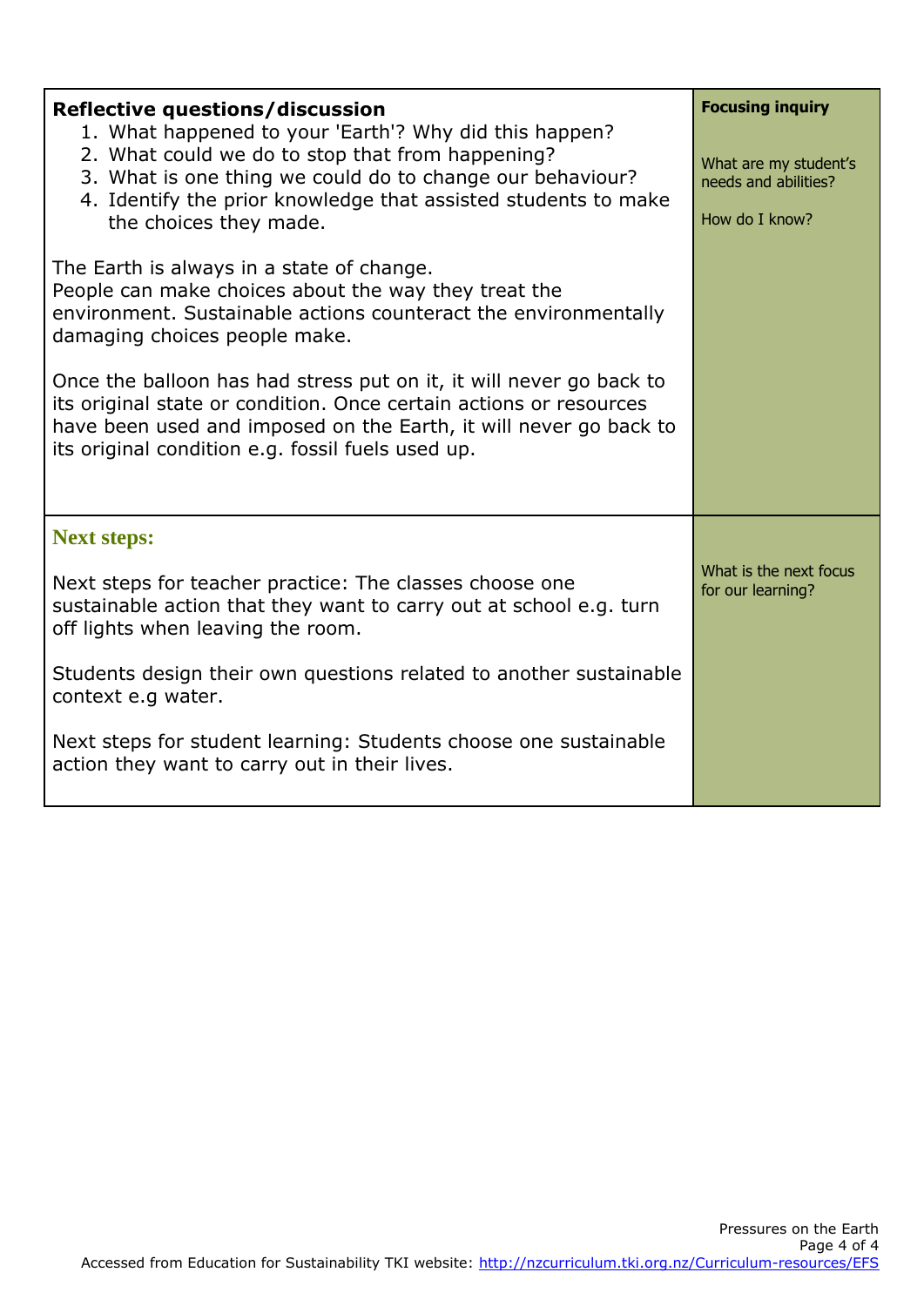| | |
|---|---|
| **Reflective questions/discussion**<br>1. What happened to your 'Earth'? Why did this happen?<br>2. What could we do to stop that from happening?<br>3. What is one thing we could do to change our behaviour?<br>4. Identify the prior knowledge that assisted students to make the choices they made.<br><br>The Earth is always in a state of change.<br>People can make choices about the way they treat the environment. Sustainable actions counteract the environmentally damaging choices people make.<br><br>Once the balloon has had stress put on it, it will never go back to its original state or condition. Once certain actions or resources have been used and imposed on the Earth, it will never go back to its original condition e.g. fossil fuels used up. | **Focusing inquiry**<br><br>What are my student's needs and abilities?<br><br>How do I know? |
| **Next steps:**<br><br>Next steps for teacher practice: The classes choose one sustainable action that they want to carry out at school e.g. turn off lights when leaving the room.<br><br>Students design their own questions related to another sustainable context e.g water.<br><br>Next steps for student learning: Students choose one sustainable action they want to carry out in their lives. | What is the next focus for our learning? |

Accessed from Education for Sustainability TKI website: http://nzcurriculum.tki.org.nz/Curriculum-resources/EFS